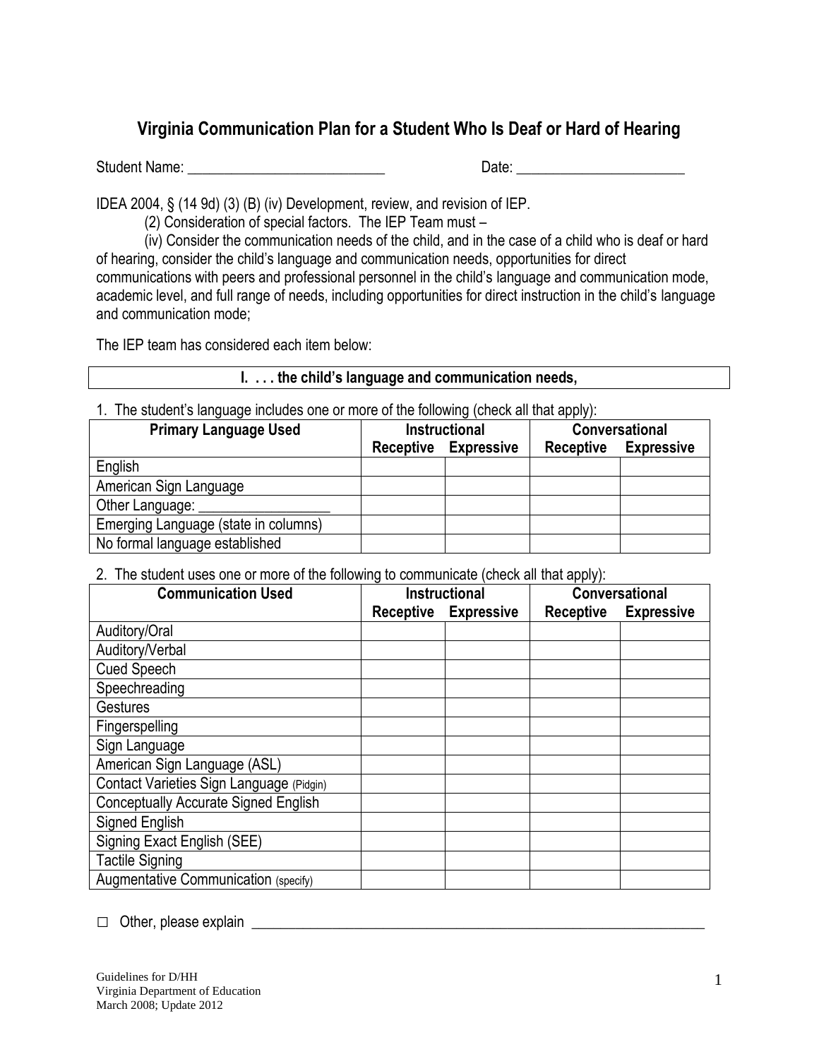# Virginia Communication Plan for a Student Who Is Deaf or Hard of Hearing

Student Name: ___________________________ Date: _______________________

IDEA 2004, § (14 9d) (3) (B) (iv) Development, review, and revision of IEP.

(2) Consideration of special factors. The IEP Team must –

(iv) Consider the communication needs of the child, and in the case of a child who is deaf or hard of hearing, consider the child's language and communication needs, opportunities for direct communications with peers and professional personnel in the child's language and communication mode, academic level, and full range of needs, including opportunities for direct instruction in the child's language and communication mode;

The IEP team has considered each item below:

**I. . . . the child's language and communication needs,**

1. The student's language includes one or more of the following (check all that apply):

| Primary Language Used | Instructional | | Conversational | |
|---|---|---|---|---|
| | Receptive | Expressive | Receptive | Expressive |
| English | | | | |
| American Sign Language | | | | |
| Other Language: _________________ | | | | |
| Emerging Language (state in columns) | | | | |
| No formal language established | | | | |

2. The student uses one or more of the following to communicate (check all that apply):

| Communication Used | Instructional | | Conversational | |
|---|---|---|---|---|
| | Receptive | Expressive | Receptive | Expressive |
| Auditory/Oral | | | | |
| Auditory/Verbal | | | | |
| Cued Speech | | | | |
| Speechreading | | | | |
| Gestures | | | | |
| Fingerspelling | | | | |
| Sign Language | | | | |
| American Sign Language (ASL) | | | | |
| Contact Varieties Sign Language (Pidgin) | | | | |
| Conceptually Accurate Signed English | | | | |
| Signed English | | | | |
| Signing Exact English (SEE) | | | | |
| Tactile Signing | | | | |
| Augmentative Communication (specify) | | | | |

☐ Other, please explain _______________________________________________________________

Guidelines for D/HH
Virginia Department of Education
March 2008; Update 2012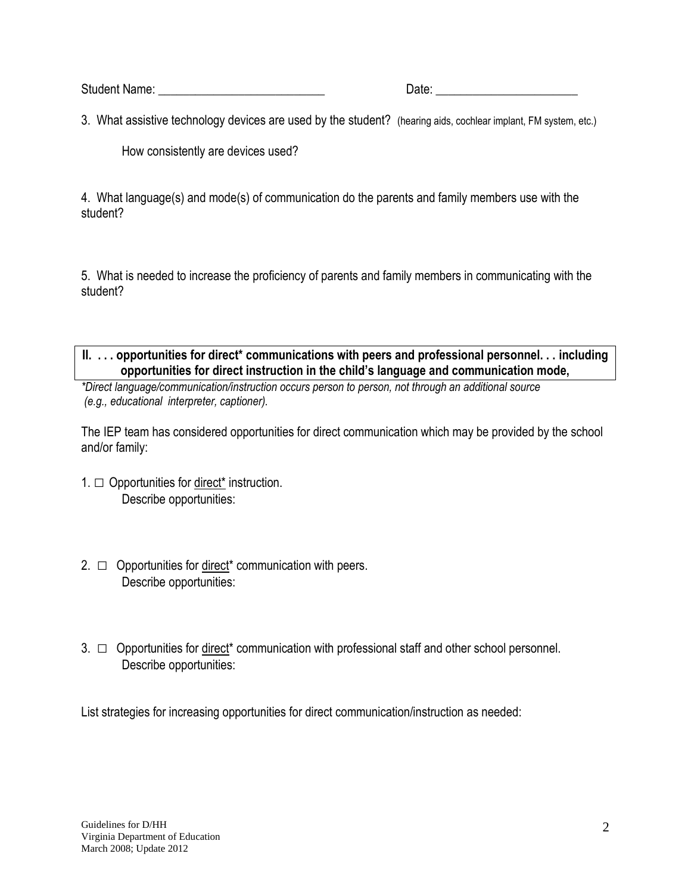Student Name: ___________________________ Date: _______________________

3. What assistive technology devices are used by the student? (hearing aids, cochlear implant, FM system, etc.)

How consistently are devices used?

4. What language(s) and mode(s) of communication do the parents and family members use with the student?

5. What is needed to increase the proficiency of parents and family members in communicating with the student?

**II. . . . opportunities for direct\* communications with peers and professional personnel. . . including opportunities for direct instruction in the child's language and communication mode,**

*\*Direct language/communication/instruction occurs person to person, not through an additional source (e.g., educational interpreter, captioner).*

The IEP team has considered opportunities for direct communication which may be provided by the school and/or family:

1. ☐ Opportunities for direct\* instruction.
   Describe opportunities:

2. ☐ Opportunities for direct\* communication with peers.
   Describe opportunities:

3. ☐ Opportunities for direct\* communication with professional staff and other school personnel.
   Describe opportunities:

List strategies for increasing opportunities for direct communication/instruction as needed:

Guidelines for D/HH
Virginia Department of Education
March 2008; Update 2012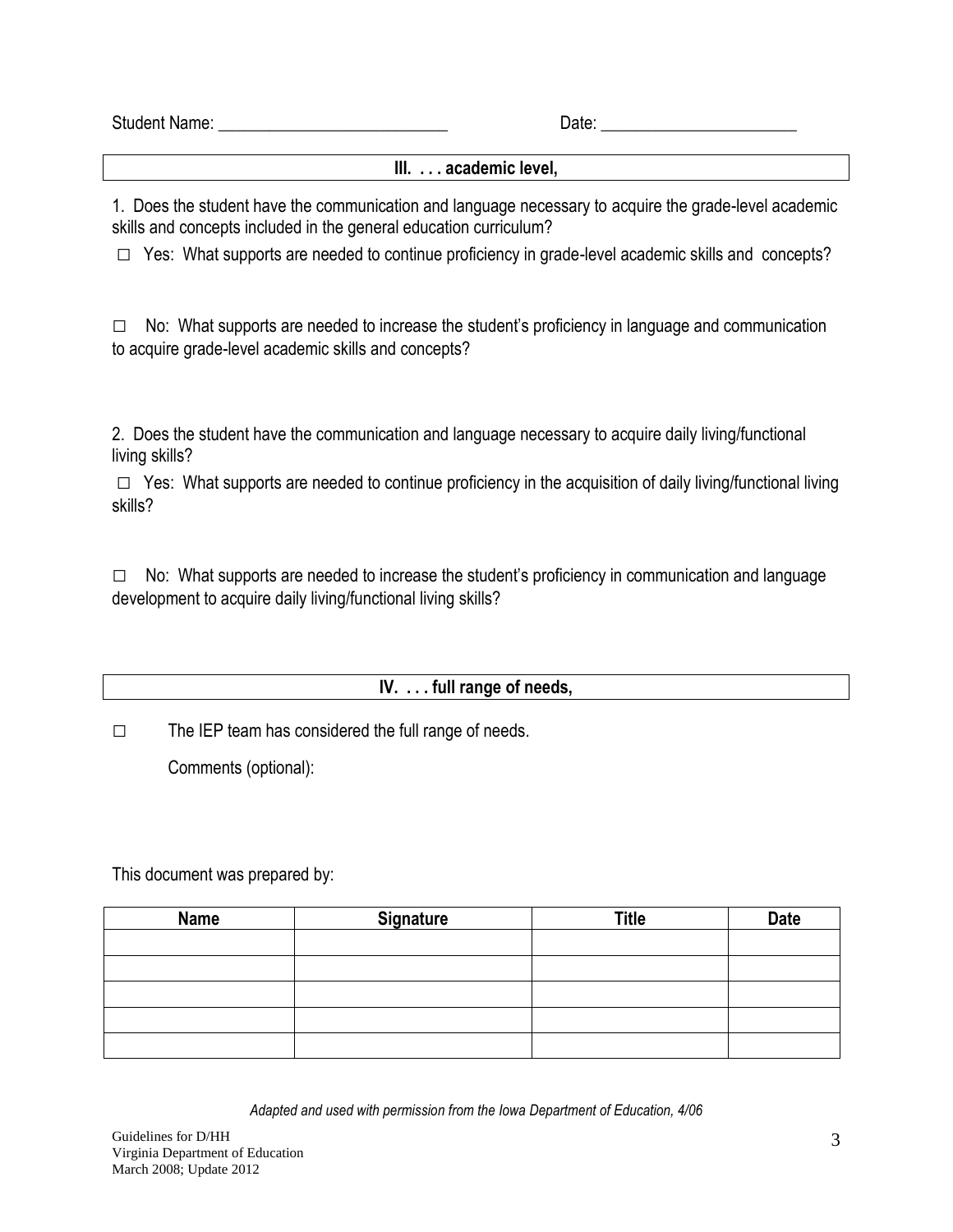Student Name: ___________________________ Date: _______________________

## III. . . . academic level,

1. Does the student have the communication and language necessary to acquire the grade-level academic skills and concepts included in the general education curriculum?

☐ Yes: What supports are needed to continue proficiency in grade-level academic skills and concepts?

☐ No: What supports are needed to increase the student's proficiency in language and communication to acquire grade-level academic skills and concepts?

2. Does the student have the communication and language necessary to acquire daily living/functional living skills?

☐ Yes: What supports are needed to continue proficiency in the acquisition of daily living/functional living skills?

☐ No: What supports are needed to increase the student's proficiency in communication and language development to acquire daily living/functional living skills?

## IV. . . . full range of needs,

☐ The IEP team has considered the full range of needs.

Comments (optional):

This document was prepared by:

| Name | Signature | Title | Date |
|---|---|---|---|
| | | | |
| | | | |
| | | | |
| | | | |
| | | | |

*Adapted and used with permission from the Iowa Department of Education, 4/06*

Guidelines for D/HH
Virginia Department of Education
March 2008; Update 2012